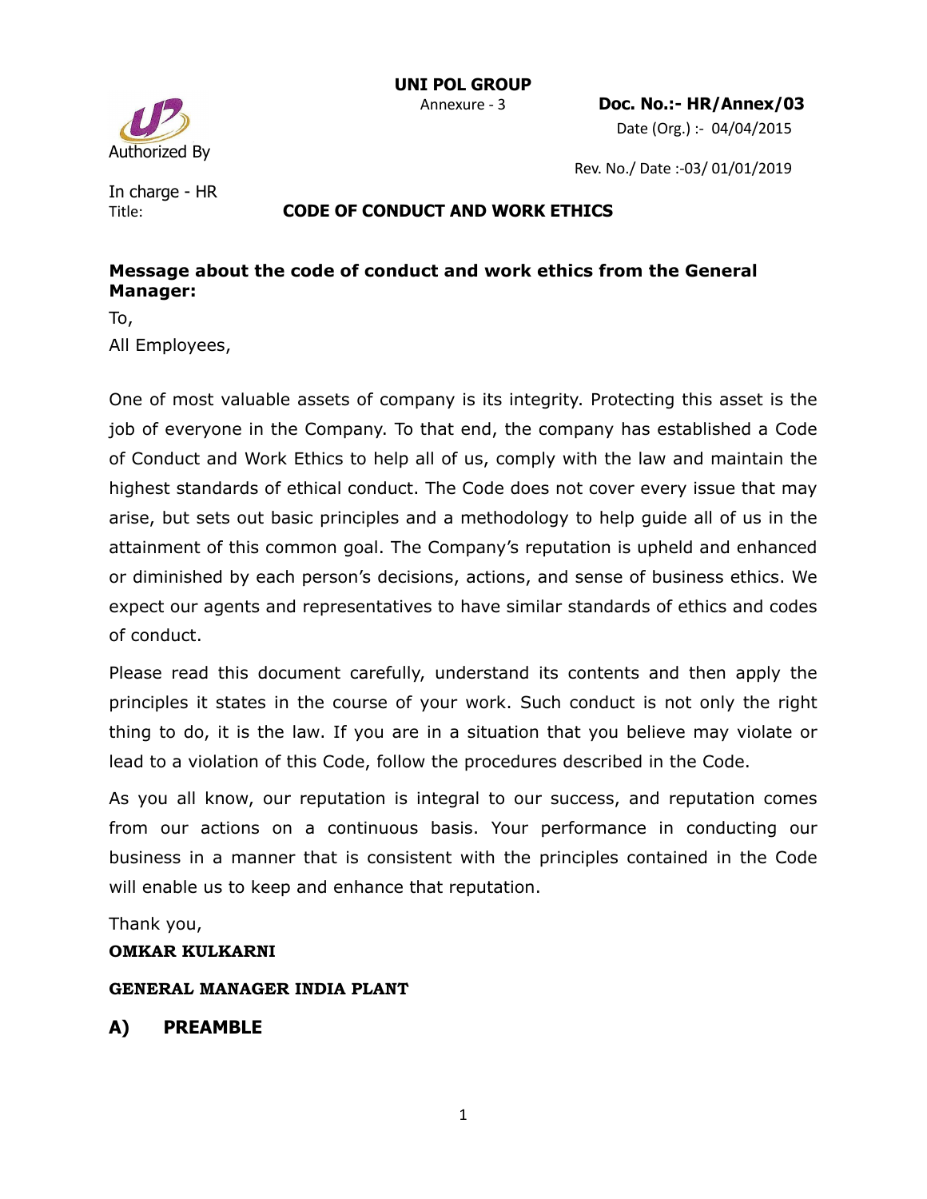**UNI POL GROUP**

Annexure - 3

**Doc. No.:- HR/Annex/03**

Date (Org.) :- 04/04/2015

Rev. No./ Date :-03/ 01/01/2019

Authorized By

In charge - HR

Title: **CODE OF CONDUCT AND WORK ETHICS**

**Message about the code of conduct and work ethics from the General Manager:**

To,

All Employees,

One of most valuable assets of company is its integrity. Protecting this asset is the job of everyone in the Company. To that end, the company has established a Code of Conduct and Work Ethics to help all of us, comply with the law and maintain the highest standards of ethical conduct. The Code does not cover every issue that may arise, but sets out basic principles and a methodology to help guide all of us in the attainment of this common goal. The Company's reputation is upheld and enhanced or diminished by each person's decisions, actions, and sense of business ethics. We expect our agents and representatives to have similar standards of ethics and codes of conduct.

Please read this document carefully, understand its contents and then apply the principles it states in the course of your work. Such conduct is not only the right thing to do, it is the law. If you are in a situation that you believe may violate or lead to a violation of this Code, follow the procedures described in the Code.

As you all know, our reputation is integral to our success, and reputation comes from our actions on a continuous basis. Your performance in conducting our business in a manner that is consistent with the principles contained in the Code will enable us to keep and enhance that reputation.

Thank you,

**OMKAR KULKARNI**

**GENERAL MANAGER INDIA PLANT**

## A) PREAMBLE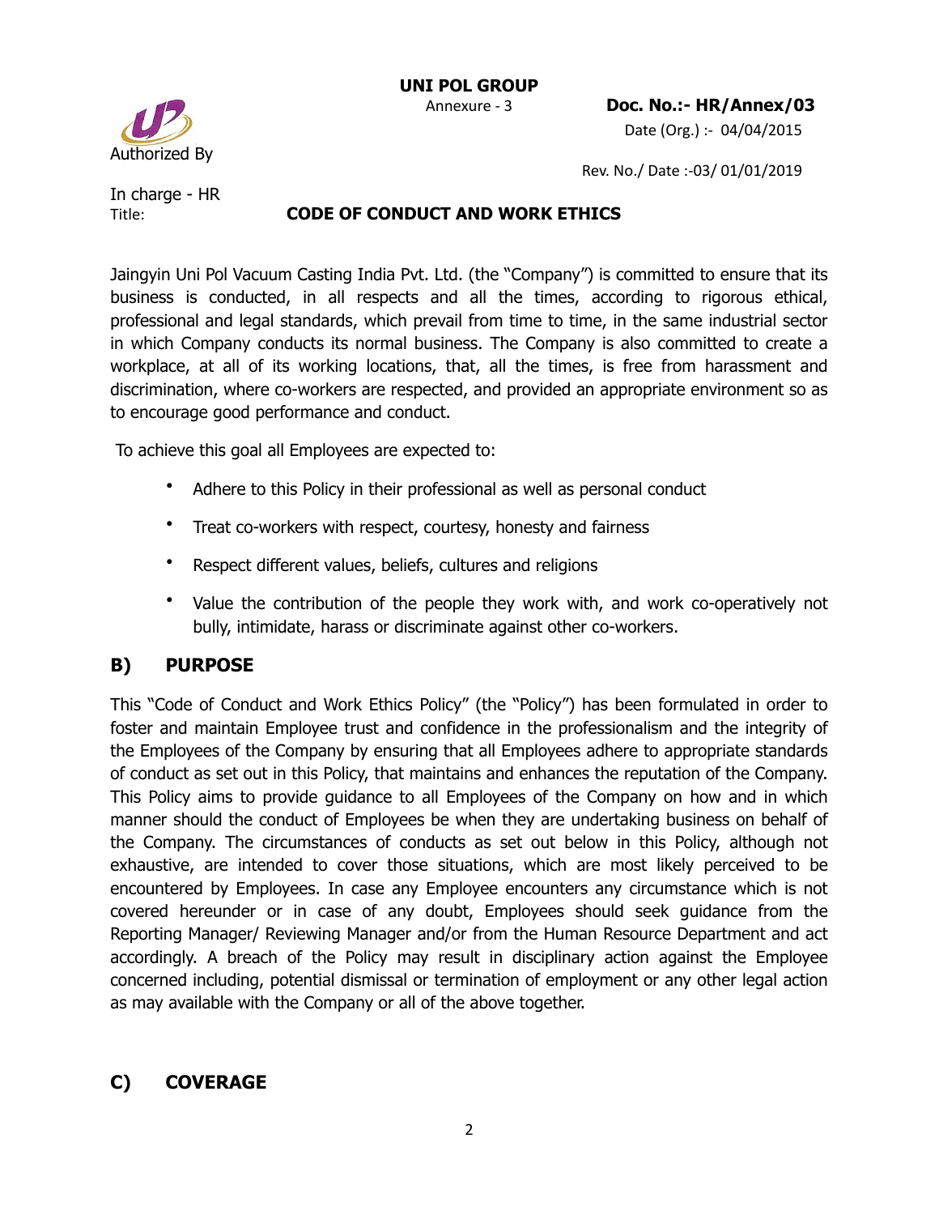UNI POL GROUP

Annexure - 3

**Doc. No.:- HR/Annex/03**

Date (Org.) :- 04/04/2015

Authorized By

Rev. No./ Date :-03/ 01/01/2019

In charge - HR

Title: **CODE OF CONDUCT AND WORK ETHICS**

Jaingyin Uni Pol Vacuum Casting India Pvt. Ltd. (the "Company") is committed to ensure that its business is conducted, in all respects and all the times, according to rigorous ethical, professional and legal standards, which prevail from time to time, in the same industrial sector in which Company conducts its normal business. The Company is also committed to create a workplace, at all of its working locations, that, all the times, is free from harassment and discrimination, where co-workers are respected, and provided an appropriate environment so as to encourage good performance and conduct.

To achieve this goal all Employees are expected to:

- Adhere to this Policy in their professional as well as personal conduct
- Treat co-workers with respect, courtesy, honesty and fairness
- Respect different values, beliefs, cultures and religions
- Value the contribution of the people they work with, and work co-operatively not bully, intimidate, harass or discriminate against other co-workers.

## B) PURPOSE

This "Code of Conduct and Work Ethics Policy" (the "Policy") has been formulated in order to foster and maintain Employee trust and confidence in the professionalism and the integrity of the Employees of the Company by ensuring that all Employees adhere to appropriate standards of conduct as set out in this Policy, that maintains and enhances the reputation of the Company. This Policy aims to provide guidance to all Employees of the Company on how and in which manner should the conduct of Employees be when they are undertaking business on behalf of the Company. The circumstances of conducts as set out below in this Policy, although not exhaustive, are intended to cover those situations, which are most likely perceived to be encountered by Employees. In case any Employee encounters any circumstance which is not covered hereunder or in case of any doubt, Employees should seek guidance from the Reporting Manager/ Reviewing Manager and/or from the Human Resource Department and act accordingly. A breach of the Policy may result in disciplinary action against the Employee concerned including, potential dismissal or termination of employment or any other legal action as may available with the Company or all of the above together.

## C) COVERAGE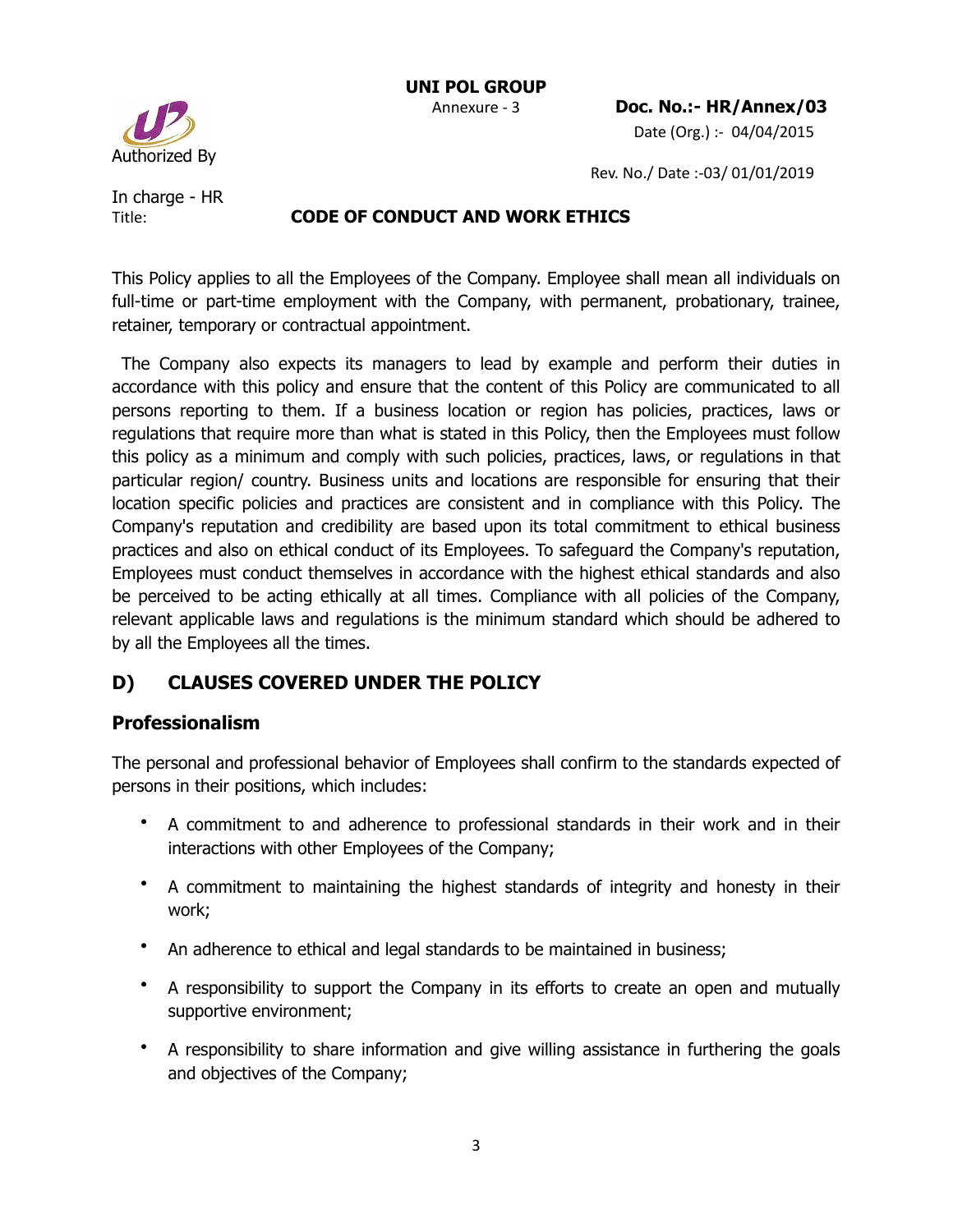This Policy applies to all the Employees of the Company. Employee shall mean all individuals on full-time or part-time employment with the Company, with permanent, probationary, trainee, retainer, temporary or contractual appointment.

The Company also expects its managers to lead by example and perform their duties in accordance with this policy and ensure that the content of this Policy are communicated to all persons reporting to them. If a business location or region has policies, practices, laws or regulations that require more than what is stated in this Policy, then the Employees must follow this policy as a minimum and comply with such policies, practices, laws, or regulations in that particular region/ country. Business units and locations are responsible for ensuring that their location specific policies and practices are consistent and in compliance with this Policy. The Company's reputation and credibility are based upon its total commitment to ethical business practices and also on ethical conduct of its Employees. To safeguard the Company's reputation, Employees must conduct themselves in accordance with the highest ethical standards and also be perceived to be acting ethically at all times. Compliance with all policies of the Company, relevant applicable laws and regulations is the minimum standard which should be adhered to by all the Employees all the times.

## D) CLAUSES COVERED UNDER THE POLICY

### Professionalism

The personal and professional behavior of Employees shall confirm to the standards expected of persons in their positions, which includes:

- A commitment to and adherence to professional standards in their work and in their interactions with other Employees of the Company;
- A commitment to maintaining the highest standards of integrity and honesty in their work;
- An adherence to ethical and legal standards to be maintained in business;
- A responsibility to support the Company in its efforts to create an open and mutually supportive environment;
- A responsibility to share information and give willing assistance in furthering the goals and objectives of the Company;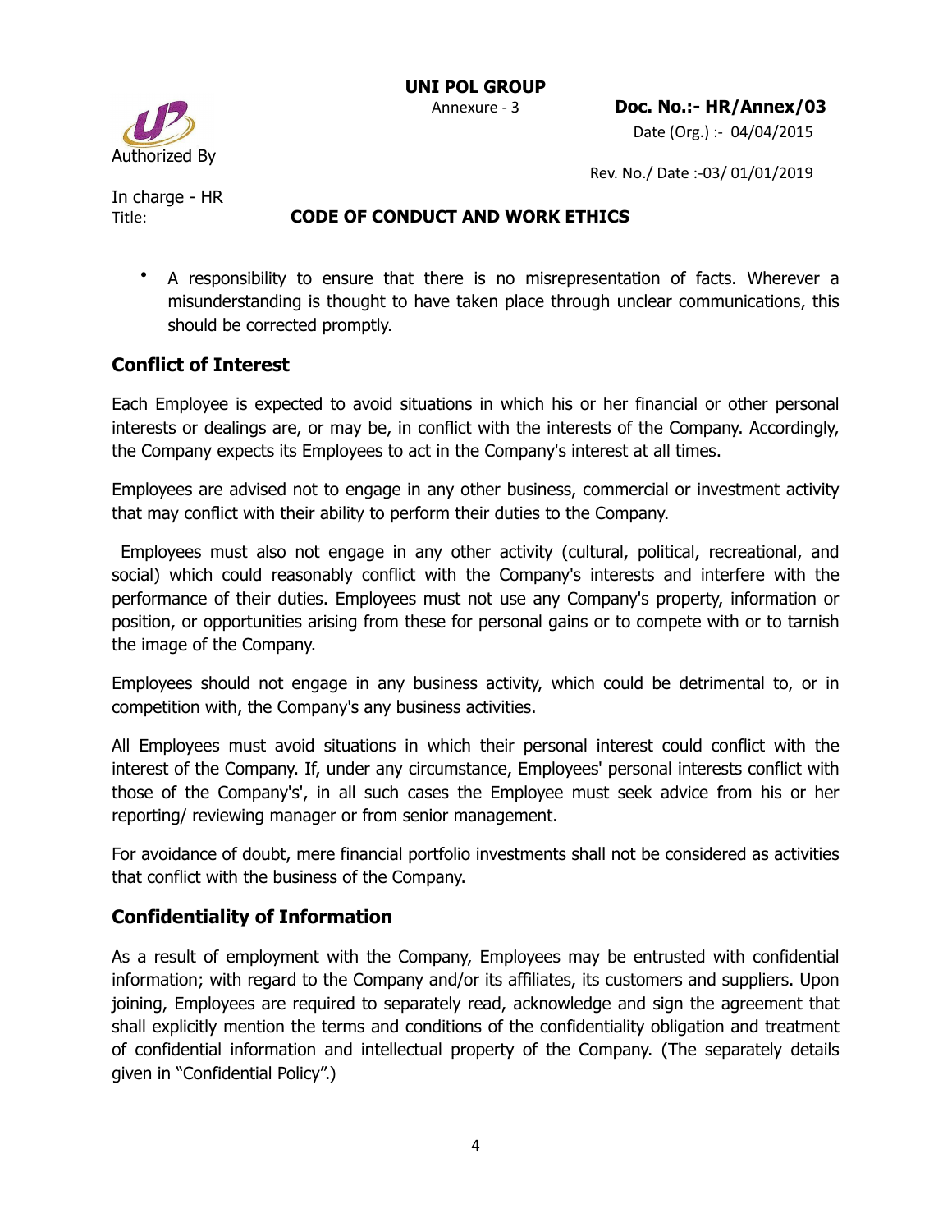- A responsibility to ensure that there is no misrepresentation of facts. Wherever a misunderstanding is thought to have taken place through unclear communications, this should be corrected promptly.

## Conflict of Interest

Each Employee is expected to avoid situations in which his or her financial or other personal interests or dealings are, or may be, in conflict with the interests of the Company. Accordingly, the Company expects its Employees to act in the Company's interest at all times.

Employees are advised not to engage in any other business, commercial or investment activity that may conflict with their ability to perform their duties to the Company.

Employees must also not engage in any other activity (cultural, political, recreational, and social) which could reasonably conflict with the Company's interests and interfere with the performance of their duties. Employees must not use any Company's property, information or position, or opportunities arising from these for personal gains or to compete with or to tarnish the image of the Company.

Employees should not engage in any business activity, which could be detrimental to, or in competition with, the Company's any business activities.

All Employees must avoid situations in which their personal interest could conflict with the interest of the Company. If, under any circumstance, Employees' personal interests conflict with those of the Company's', in all such cases the Employee must seek advice from his or her reporting/ reviewing manager or from senior management.

For avoidance of doubt, mere financial portfolio investments shall not be considered as activities that conflict with the business of the Company.

## Confidentiality of Information

As a result of employment with the Company, Employees may be entrusted with confidential information; with regard to the Company and/or its affiliates, its customers and suppliers. Upon joining, Employees are required to separately read, acknowledge and sign the agreement that shall explicitly mention the terms and conditions of the confidentiality obligation and treatment of confidential information and intellectual property of the Company. (The separately details given in "Confidential Policy".)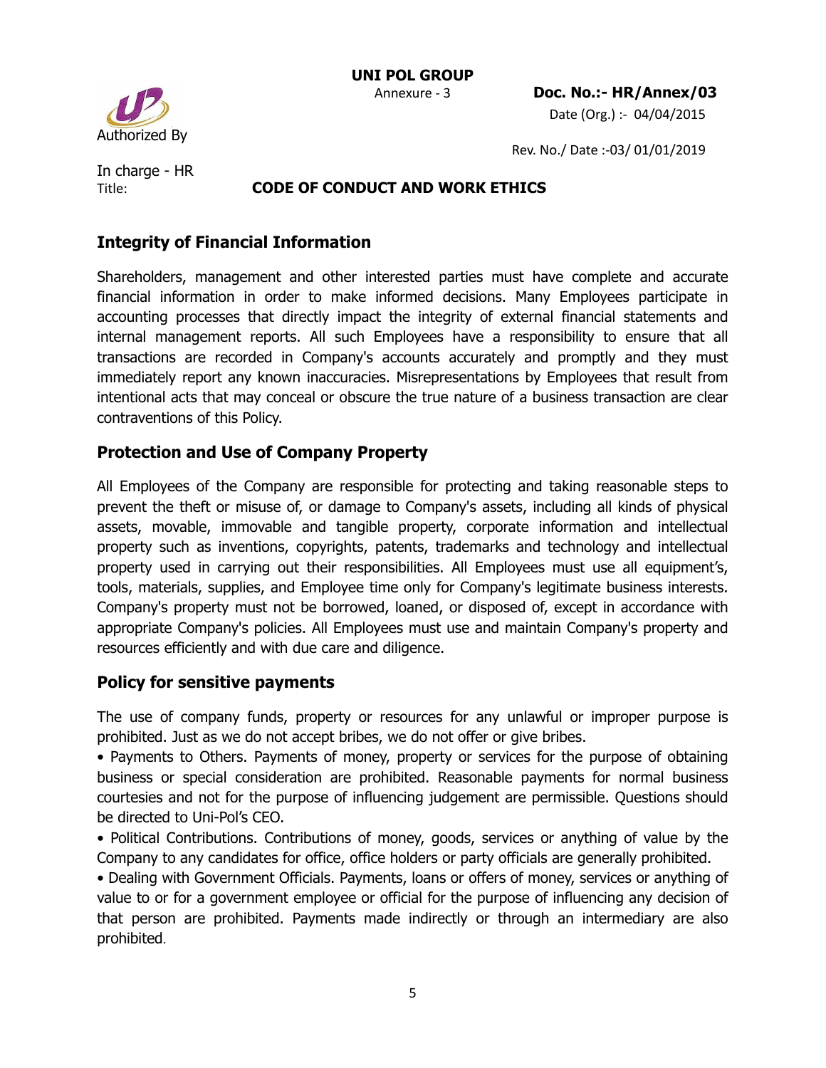## Integrity of Financial Information

Shareholders, management and other interested parties must have complete and accurate financial information in order to make informed decisions. Many Employees participate in accounting processes that directly impact the integrity of external financial statements and internal management reports. All such Employees have a responsibility to ensure that all transactions are recorded in Company's accounts accurately and promptly and they must immediately report any known inaccuracies. Misrepresentations by Employees that result from intentional acts that may conceal or obscure the true nature of a business transaction are clear contraventions of this Policy.

## Protection and Use of Company Property

All Employees of the Company are responsible for protecting and taking reasonable steps to prevent the theft or misuse of, or damage to Company's assets, including all kinds of physical assets, movable, immovable and tangible property, corporate information and intellectual property such as inventions, copyrights, patents, trademarks and technology and intellectual property used in carrying out their responsibilities. All Employees must use all equipment's, tools, materials, supplies, and Employee time only for Company's legitimate business interests. Company's property must not be borrowed, loaned, or disposed of, except in accordance with appropriate Company's policies. All Employees must use and maintain Company's property and resources efficiently and with due care and diligence.

## Policy for sensitive payments

The use of company funds, property or resources for any unlawful or improper purpose is prohibited. Just as we do not accept bribes, we do not offer or give bribes.

- Payments to Others. Payments of money, property or services for the purpose of obtaining business or special consideration are prohibited. Reasonable payments for normal business courtesies and not for the purpose of influencing judgement are permissible. Questions should be directed to Uni-Pol's CEO.
- Political Contributions. Contributions of money, goods, services or anything of value by the Company to any candidates for office, office holders or party officials are generally prohibited.
- Dealing with Government Officials. Payments, loans or offers of money, services or anything of value to or for a government employee or official for the purpose of influencing any decision of that person are prohibited. Payments made indirectly or through an intermediary are also prohibited.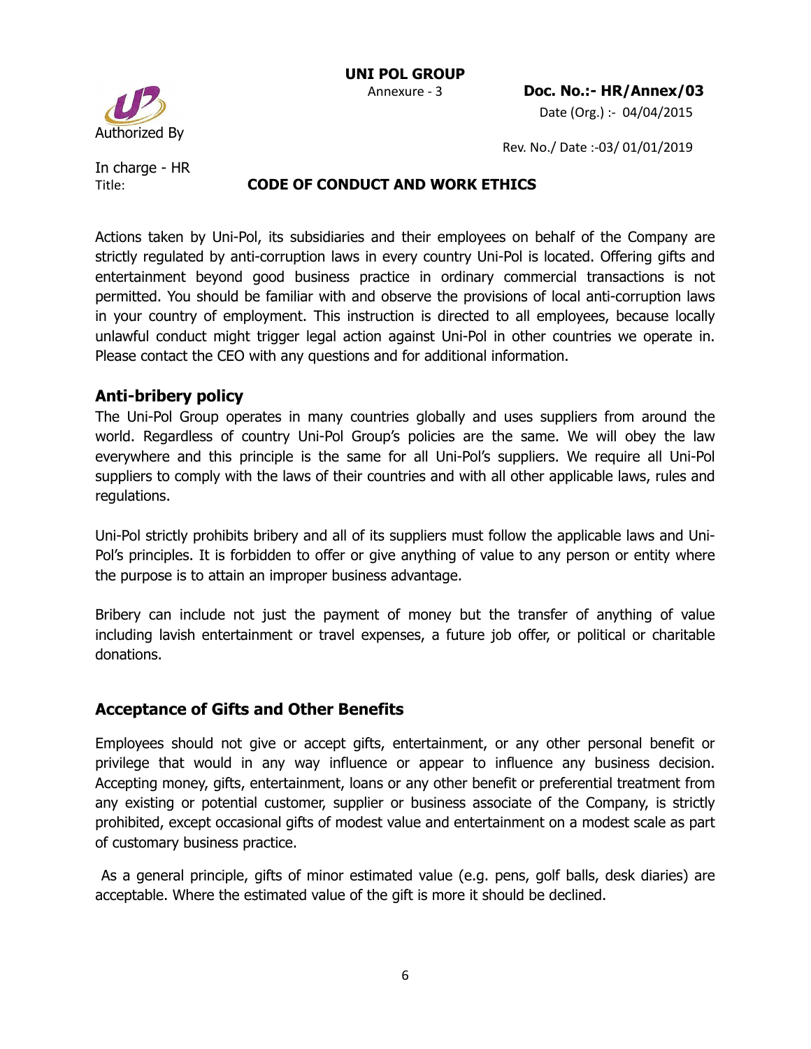Actions taken by Uni-Pol, its subsidiaries and their employees on behalf of the Company are strictly regulated by anti-corruption laws in every country Uni-Pol is located. Offering gifts and entertainment beyond good business practice in ordinary commercial transactions is not permitted. You should be familiar with and observe the provisions of local anti-corruption laws in your country of employment. This instruction is directed to all employees, because locally unlawful conduct might trigger legal action against Uni-Pol in other countries we operate in. Please contact the CEO with any questions and for additional information.

## Anti-bribery policy

The Uni-Pol Group operates in many countries globally and uses suppliers from around the world. Regardless of country Uni-Pol Group's policies are the same. We will obey the law everywhere and this principle is the same for all Uni-Pol's suppliers. We require all Uni-Pol suppliers to comply with the laws of their countries and with all other applicable laws, rules and regulations.

Uni-Pol strictly prohibits bribery and all of its suppliers must follow the applicable laws and Uni-Pol's principles. It is forbidden to offer or give anything of value to any person or entity where the purpose is to attain an improper business advantage.

Bribery can include not just the payment of money but the transfer of anything of value including lavish entertainment or travel expenses, a future job offer, or political or charitable donations.

## Acceptance of Gifts and Other Benefits

Employees should not give or accept gifts, entertainment, or any other personal benefit or privilege that would in any way influence or appear to influence any business decision. Accepting money, gifts, entertainment, loans or any other benefit or preferential treatment from any existing or potential customer, supplier or business associate of the Company, is strictly prohibited, except occasional gifts of modest value and entertainment on a modest scale as part of customary business practice.

As a general principle, gifts of minor estimated value (e.g. pens, golf balls, desk diaries) are acceptable. Where the estimated value of the gift is more it should be declined.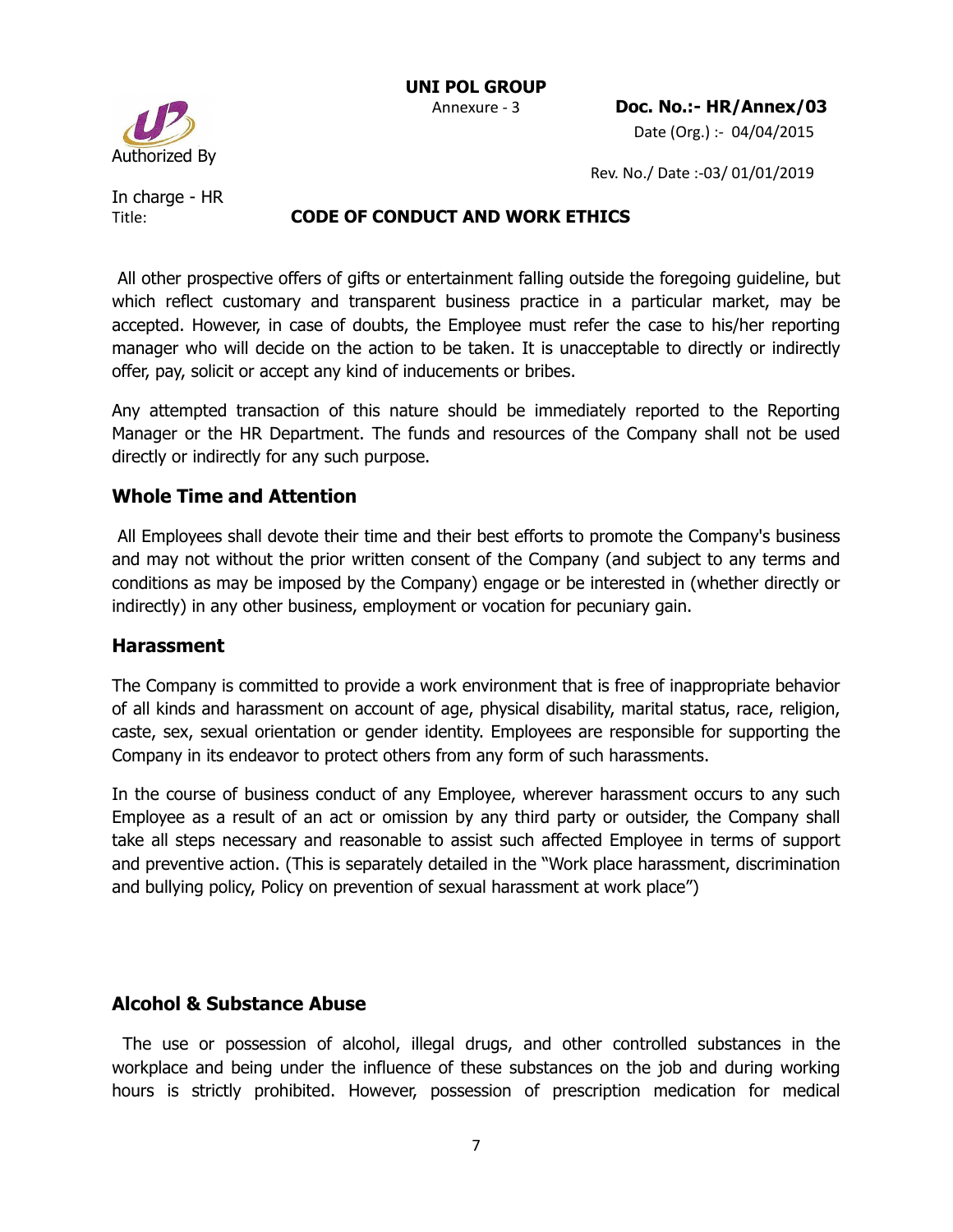All other prospective offers of gifts or entertainment falling outside the foregoing guideline, but which reflect customary and transparent business practice in a particular market, may be accepted. However, in case of doubts, the Employee must refer the case to his/her reporting manager who will decide on the action to be taken. It is unacceptable to directly or indirectly offer, pay, solicit or accept any kind of inducements or bribes.

Any attempted transaction of this nature should be immediately reported to the Reporting Manager or the HR Department. The funds and resources of the Company shall not be used directly or indirectly for any such purpose.

## Whole Time and Attention

All Employees shall devote their time and their best efforts to promote the Company's business and may not without the prior written consent of the Company (and subject to any terms and conditions as may be imposed by the Company) engage or be interested in (whether directly or indirectly) in any other business, employment or vocation for pecuniary gain.

## Harassment

The Company is committed to provide a work environment that is free of inappropriate behavior of all kinds and harassment on account of age, physical disability, marital status, race, religion, caste, sex, sexual orientation or gender identity. Employees are responsible for supporting the Company in its endeavor to protect others from any form of such harassments.

In the course of business conduct of any Employee, wherever harassment occurs to any such Employee as a result of an act or omission by any third party or outsider, the Company shall take all steps necessary and reasonable to assist such affected Employee in terms of support and preventive action. (This is separately detailed in the "Work place harassment, discrimination and bullying policy, Policy on prevention of sexual harassment at work place")

## Alcohol & Substance Abuse

The use or possession of alcohol, illegal drugs, and other controlled substances in the workplace and being under the influence of these substances on the job and during working hours is strictly prohibited. However, possession of prescription medication for medical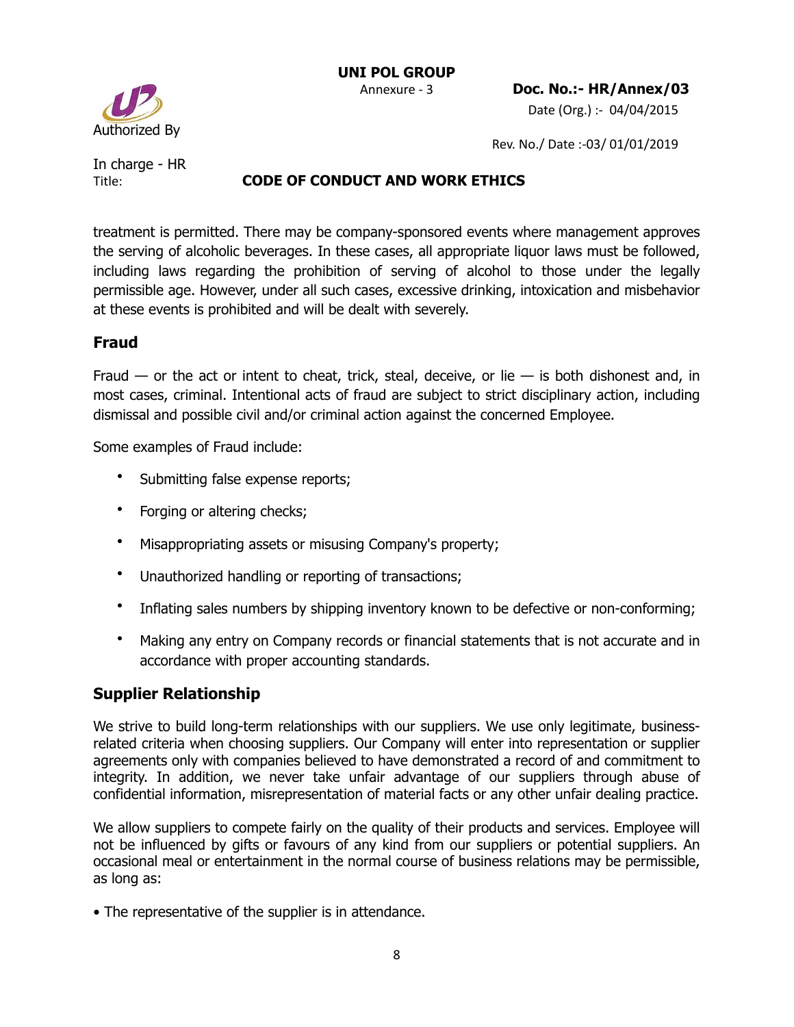treatment is permitted. There may be company-sponsored events where management approves the serving of alcoholic beverages. In these cases, all appropriate liquor laws must be followed, including laws regarding the prohibition of serving of alcohol to those under the legally permissible age. However, under all such cases, excessive drinking, intoxication and misbehavior at these events is prohibited and will be dealt with severely.

## Fraud

Fraud — or the act or intent to cheat, trick, steal, deceive, or lie — is both dishonest and, in most cases, criminal. Intentional acts of fraud are subject to strict disciplinary action, including dismissal and possible civil and/or criminal action against the concerned Employee.

Some examples of Fraud include:

- Submitting false expense reports;
- Forging or altering checks;
- Misappropriating assets or misusing Company's property;
- Unauthorized handling or reporting of transactions;
- Inflating sales numbers by shipping inventory known to be defective or non-conforming;
- Making any entry on Company records or financial statements that is not accurate and in accordance with proper accounting standards.

## Supplier Relationship

We strive to build long-term relationships with our suppliers. We use only legitimate, business-related criteria when choosing suppliers. Our Company will enter into representation or supplier agreements only with companies believed to have demonstrated a record of and commitment to integrity. In addition, we never take unfair advantage of our suppliers through abuse of confidential information, misrepresentation of material facts or any other unfair dealing practice.

We allow suppliers to compete fairly on the quality of their products and services. Employee will not be influenced by gifts or favours of any kind from our suppliers or potential suppliers. An occasional meal or entertainment in the normal course of business relations may be permissible, as long as:

- The representative of the supplier is in attendance.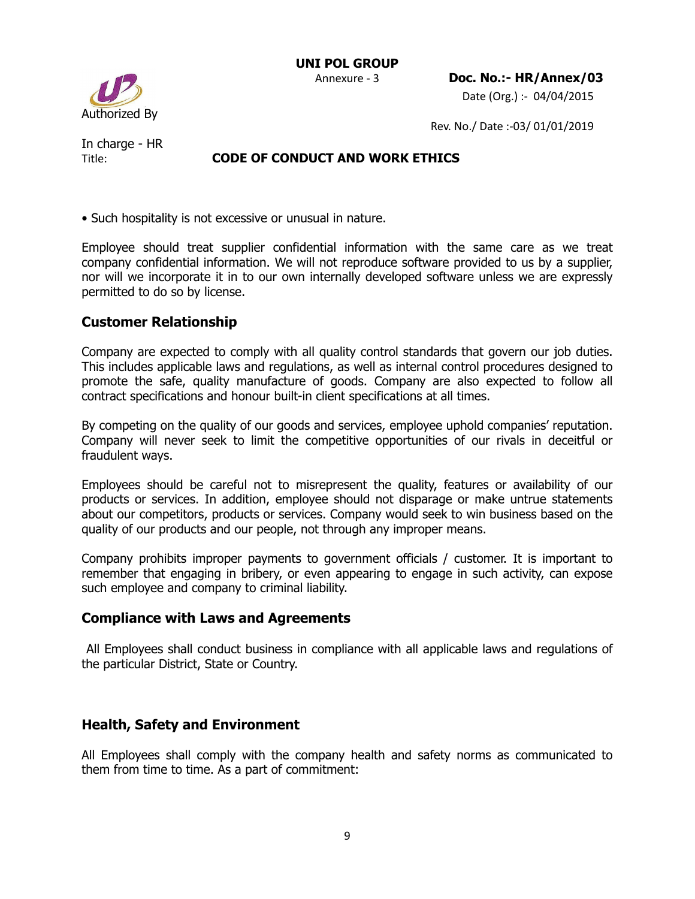• Such hospitality is not excessive or unusual in nature.

Employee should treat supplier confidential information with the same care as we treat company confidential information. We will not reproduce software provided to us by a supplier, nor will we incorporate it in to our own internally developed software unless we are expressly permitted to do so by license.

## Customer Relationship

Company are expected to comply with all quality control standards that govern our job duties. This includes applicable laws and regulations, as well as internal control procedures designed to promote the safe, quality manufacture of goods. Company are also expected to follow all contract specifications and honour built-in client specifications at all times.

By competing on the quality of our goods and services, employee uphold companies' reputation. Company will never seek to limit the competitive opportunities of our rivals in deceitful or fraudulent ways.

Employees should be careful not to misrepresent the quality, features or availability of our products or services. In addition, employee should not disparage or make untrue statements about our competitors, products or services. Company would seek to win business based on the quality of our products and our people, not through any improper means.

Company prohibits improper payments to government officials / customer. It is important to remember that engaging in bribery, or even appearing to engage in such activity, can expose such employee and company to criminal liability.

## Compliance with Laws and Agreements

All Employees shall conduct business in compliance with all applicable laws and regulations of the particular District, State or Country.

## Health, Safety and Environment

All Employees shall comply with the company health and safety norms as communicated to them from time to time. As a part of commitment: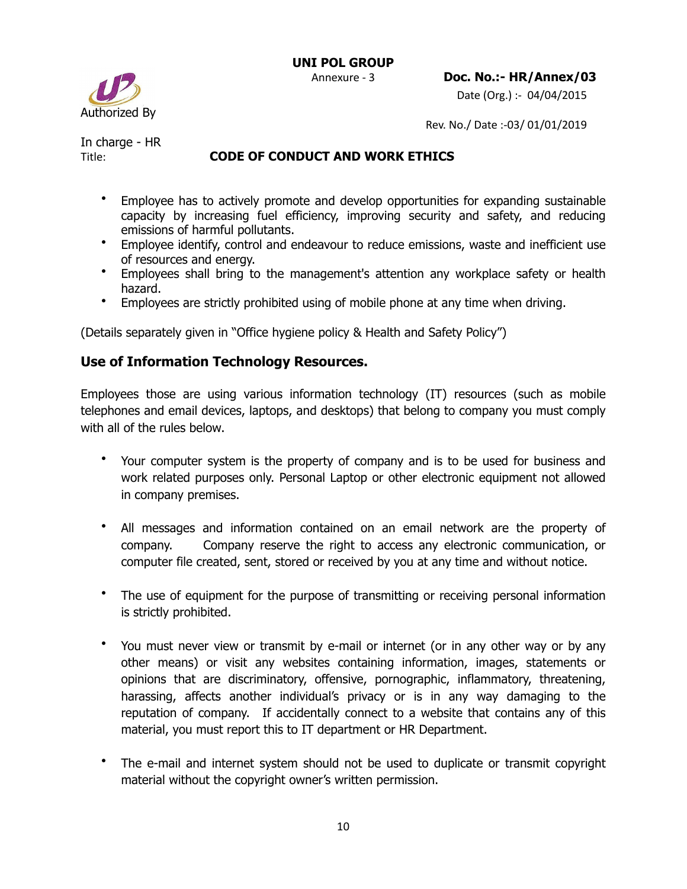- Employee has to actively promote and develop opportunities for expanding sustainable capacity by increasing fuel efficiency, improving security and safety, and reducing emissions of harmful pollutants.
- Employee identify, control and endeavour to reduce emissions, waste and inefficient use of resources and energy.
- Employees shall bring to the management's attention any workplace safety or health hazard.
- Employees are strictly prohibited using of mobile phone at any time when driving.

(Details separately given in "Office hygiene policy & Health and Safety Policy")

## Use of Information Technology Resources.

Employees those are using various information technology (IT) resources (such as mobile telephones and email devices, laptops, and desktops) that belong to company you must comply with all of the rules below.

- Your computer system is the property of company and is to be used for business and work related purposes only. Personal Laptop or other electronic equipment not allowed in company premises.

- All messages and information contained on an email network are the property of company. Company reserve the right to access any electronic communication, or computer file created, sent, stored or received by you at any time and without notice.

- The use of equipment for the purpose of transmitting or receiving personal information is strictly prohibited.

- You must never view or transmit by e-mail or internet (or in any other way or by any other means) or visit any websites containing information, images, statements or opinions that are discriminatory, offensive, pornographic, inflammatory, threatening, harassing, affects another individual's privacy or is in any way damaging to the reputation of company. If accidentally connect to a website that contains any of this material, you must report this to IT department or HR Department.

- The e-mail and internet system should not be used to duplicate or transmit copyright material without the copyright owner's written permission.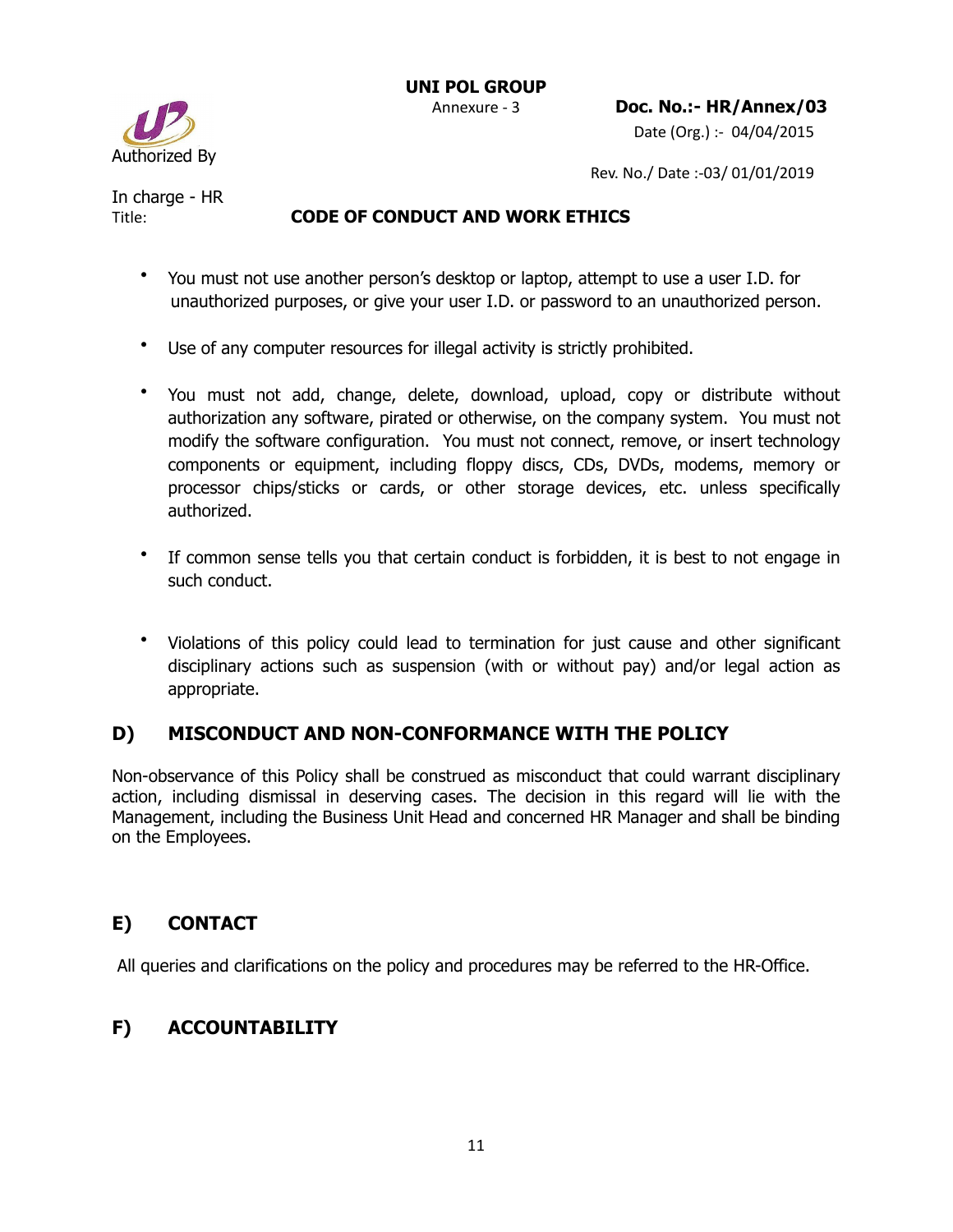- You must not use another person's desktop or laptop, attempt to use a user I.D. for unauthorized purposes, or give your user I.D. or password to an unauthorized person.

- Use of any computer resources for illegal activity is strictly prohibited.

- You must not add, change, delete, download, upload, copy or distribute without authorization any software, pirated or otherwise, on the company system. You must not modify the software configuration. You must not connect, remove, or insert technology components or equipment, including floppy discs, CDs, DVDs, modems, memory or processor chips/sticks or cards, or other storage devices, etc. unless specifically authorized.

- If common sense tells you that certain conduct is forbidden, it is best to not engage in such conduct.

- Violations of this policy could lead to termination for just cause and other significant disciplinary actions such as suspension (with or without pay) and/or legal action as appropriate.

## D) MISCONDUCT AND NON-CONFORMANCE WITH THE POLICY

Non-observance of this Policy shall be construed as misconduct that could warrant disciplinary action, including dismissal in deserving cases. The decision in this regard will lie with the Management, including the Business Unit Head and concerned HR Manager and shall be binding on the Employees.

## E) CONTACT

All queries and clarifications on the policy and procedures may be referred to the HR-Office.

## F) ACCOUNTABILITY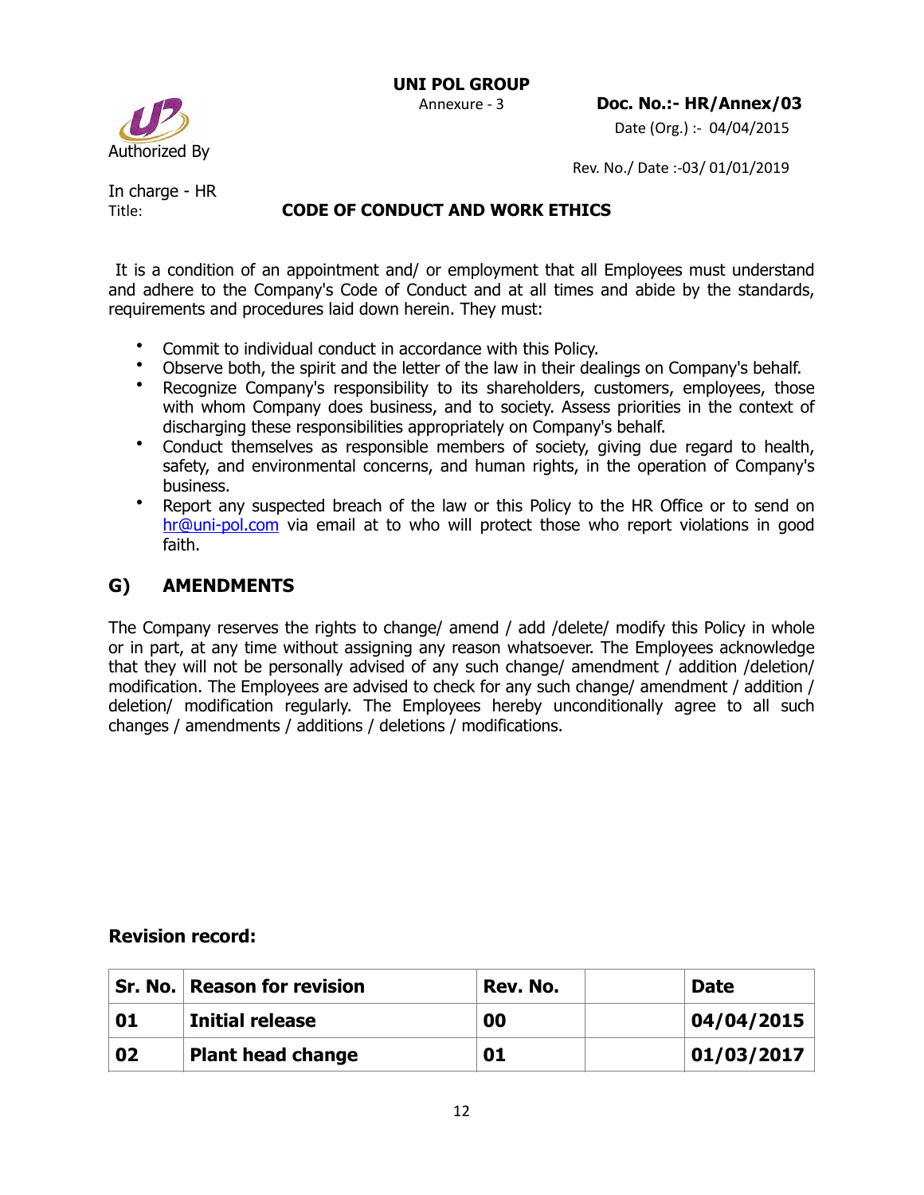UNI POL GROUP

Annexure - 3

**Doc. No.:- HR/Annex/03**

Date (Org.) :- 04/04/2015

Authorized By

Rev. No./ Date :-03/ 01/01/2019

In charge - HR

Title: **CODE OF CONDUCT AND WORK ETHICS**

It is a condition of an appointment and/ or employment that all Employees must understand and adhere to the Company's Code of Conduct and at all times and abide by the standards, requirements and procedures laid down herein. They must:

- Commit to individual conduct in accordance with this Policy.
- Observe both, the spirit and the letter of the law in their dealings on Company's behalf.
- Recognize Company's responsibility to its shareholders, customers, employees, those with whom Company does business, and to society. Assess priorities in the context of discharging these responsibilities appropriately on Company's behalf.
- Conduct themselves as responsible members of society, giving due regard to health, safety, and environmental concerns, and human rights, in the operation of Company's business.
- Report any suspected breach of the law or this Policy to the HR Office or to send on hr@uni-pol.com via email at to who will protect those who report violations in good faith.

## G) AMENDMENTS

The Company reserves the rights to change/ amend / add /delete/ modify this Policy in whole or in part, at any time without assigning any reason whatsoever. The Employees acknowledge that they will not be personally advised of any such change/ amendment / addition /deletion/ modification. The Employees are advised to check for any such change/ amendment / addition / deletion/ modification regularly. The Employees hereby unconditionally agree to all such changes / amendments / additions / deletions / modifications.

**Revision record:**

| Sr. No. | Reason for revision | Rev. No. | | Date |
|---|---|---|---|---|
| 01 | Initial release | 00 | | 04/04/2015 |
| 02 | Plant head change | 01 | | 01/03/2017 |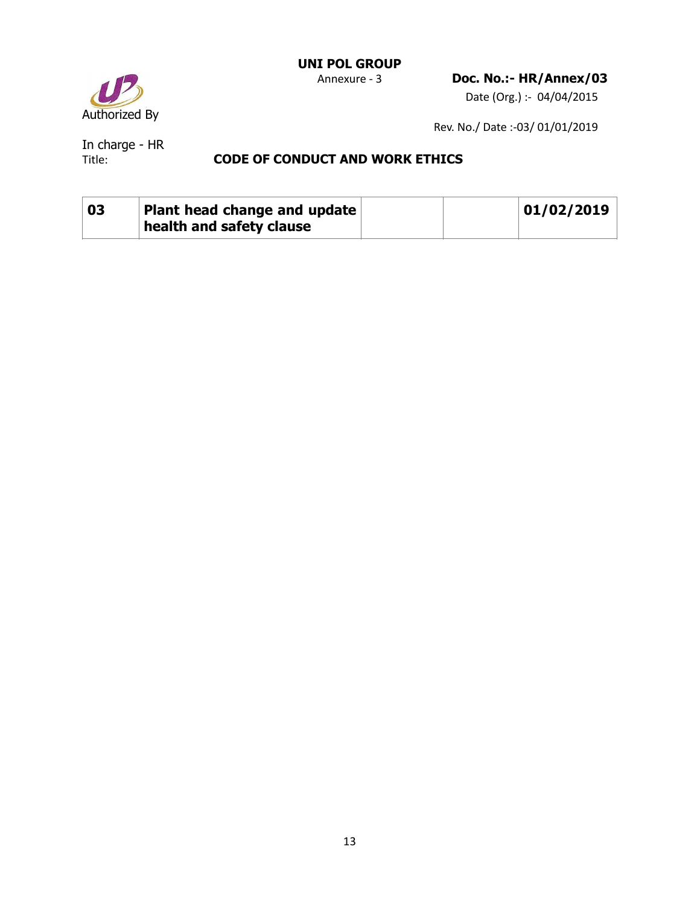| | | | | |
|---|---|---|---|---|
| **03** | **Plant head change and update health and safety clause** | | | **01/02/2019** |